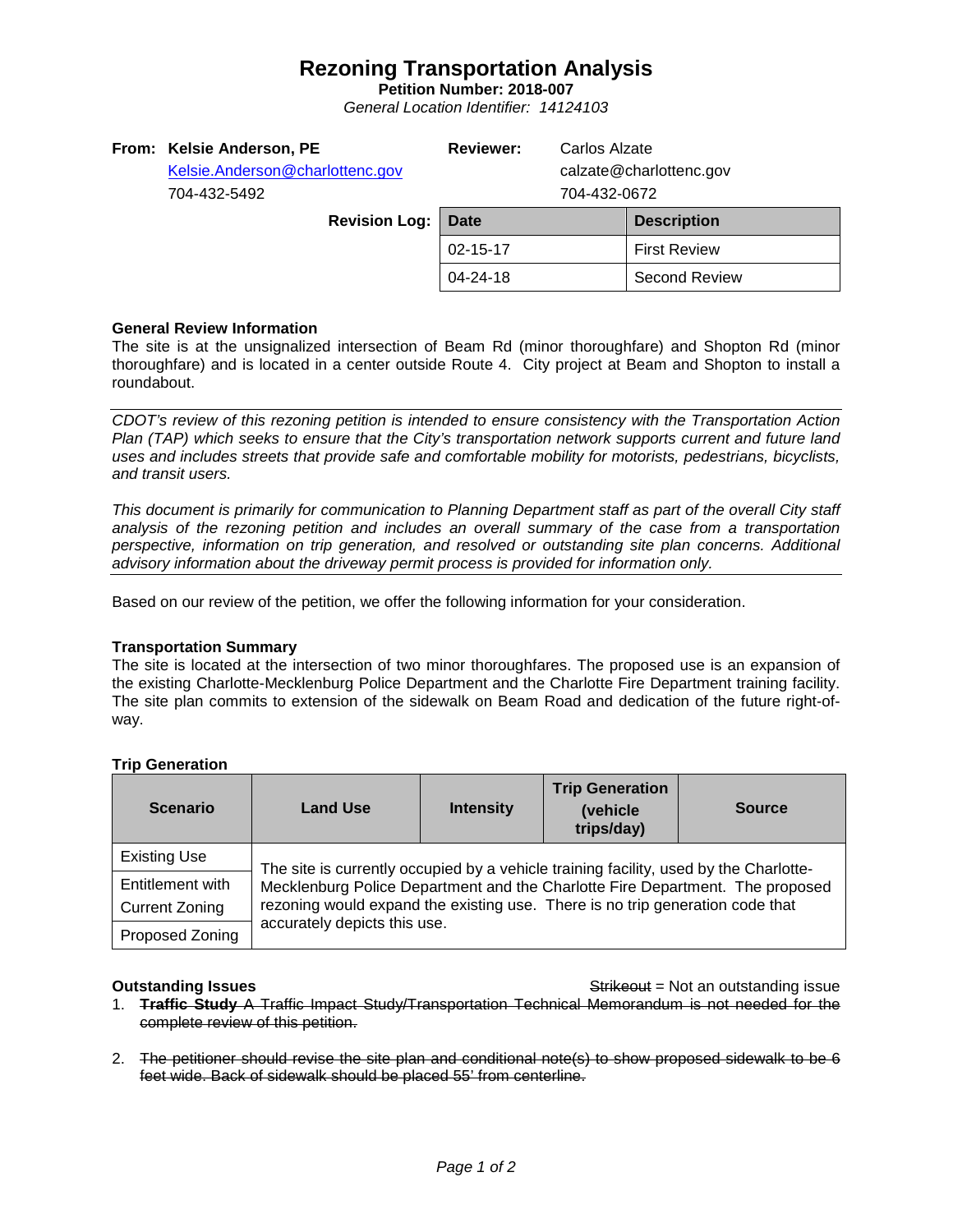# Rezoning Transportation Analysis

**Petition Number: 2018-007**

*General Location Identifier: 14124103*

| | | | |
|---|---|---|---|
| **From:** | **Kelsie Anderson, PE** | **Reviewer:** | Carlos Alzate |
| | Kelsie.Anderson@charlottenc.gov | | calzate@charlottenc.gov |
| | 704-432-5492 | | 704-432-0672 |

**Revision Log:**

| Date | Description |
|---|---|
| 02-15-17 | First Review |
| 04-24-18 | Second Review |

### General Review Information

The site is at the unsignalized intersection of Beam Rd (minor thoroughfare) and Shopton Rd (minor thoroughfare) and is located in a center outside Route 4. City project at Beam and Shopton to install a roundabout.

---

*CDOT's review of this rezoning petition is intended to ensure consistency with the Transportation Action Plan (TAP) which seeks to ensure that the City's transportation network supports current and future land uses and includes streets that provide safe and comfortable mobility for motorists, pedestrians, bicyclists, and transit users.*

*This document is primarily for communication to Planning Department staff as part of the overall City staff analysis of the rezoning petition and includes an overall summary of the case from a transportation perspective, information on trip generation, and resolved or outstanding site plan concerns. Additional advisory information about the driveway permit process is provided for information only.*

---

Based on our review of the petition, we offer the following information for your consideration.

### Transportation Summary

The site is located at the intersection of two minor thoroughfares. The proposed use is an expansion of the existing Charlotte-Mecklenburg Police Department and the Charlotte Fire Department training facility. The site plan commits to extension of the sidewalk on Beam Road and dedication of the future right-of-way.

### Trip Generation

| Scenario | Land Use | Intensity | Trip Generation (vehicle trips/day) | Source |
|---|---|---|---|---|
| Existing Use | The site is currently occupied by a vehicle training facility, used by the Charlotte-Mecklenburg Police Department and the Charlotte Fire Department. The proposed rezoning would expand the existing use. There is no trip generation code that accurately depicts this use. | | | |
| Entitlement with Current Zoning | | | | |
| Proposed Zoning | | | | |

### Outstanding Issues

~~Strikeout~~ = Not an outstanding issue

1. ~~**Traffic Study** A Traffic Impact Study/Transportation Technical Memorandum is not needed for the complete review of this petition.~~

2. ~~The petitioner should revise the site plan and conditional note(s) to show proposed sidewalk to be 6 feet wide. Back of sidewalk should be placed 55' from centerline.~~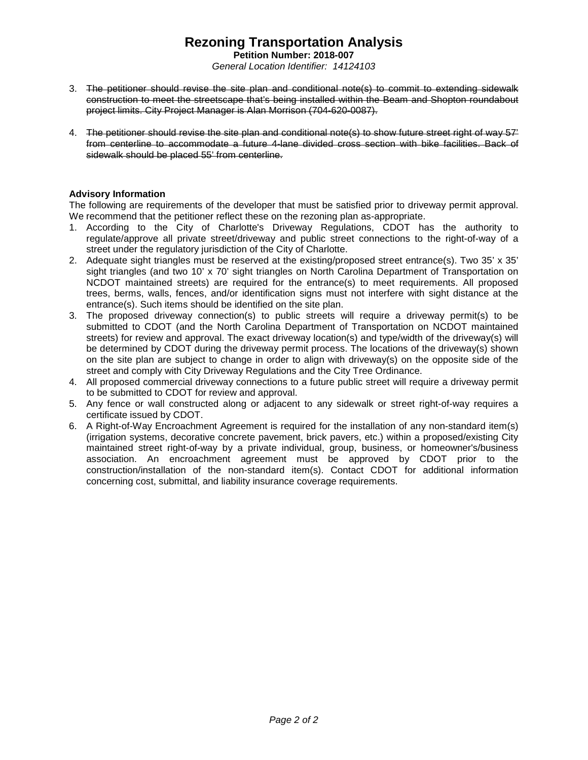3. ~~The petitioner should revise the site plan and conditional note(s) to commit to extending sidewalk construction to meet the streetscape that's being installed within the Beam and Shopton roundabout project limits. City Project Manager is Alan Morrison (704-620-0087).~~

4. ~~The petitioner should revise the site plan and conditional note(s) to show future street right of way 57' from centerline to accommodate a future 4-lane divided cross section with bike facilities. Back of sidewalk should be placed 55' from centerline.~~

**Advisory Information**

The following are requirements of the developer that must be satisfied prior to driveway permit approval. We recommend that the petitioner reflect these on the rezoning plan as-appropriate.

1. According to the City of Charlotte's Driveway Regulations, CDOT has the authority to regulate/approve all private street/driveway and public street connections to the right-of-way of a street under the regulatory jurisdiction of the City of Charlotte.
2. Adequate sight triangles must be reserved at the existing/proposed street entrance(s). Two 35' x 35' sight triangles (and two 10' x 70' sight triangles on North Carolina Department of Transportation on NCDOT maintained streets) are required for the entrance(s) to meet requirements. All proposed trees, berms, walls, fences, and/or identification signs must not interfere with sight distance at the entrance(s). Such items should be identified on the site plan.
3. The proposed driveway connection(s) to public streets will require a driveway permit(s) to be submitted to CDOT (and the North Carolina Department of Transportation on NCDOT maintained streets) for review and approval. The exact driveway location(s) and type/width of the driveway(s) will be determined by CDOT during the driveway permit process. The locations of the driveway(s) shown on the site plan are subject to change in order to align with driveway(s) on the opposite side of the street and comply with City Driveway Regulations and the City Tree Ordinance.
4. All proposed commercial driveway connections to a future public street will require a driveway permit to be submitted to CDOT for review and approval.
5. Any fence or wall constructed along or adjacent to any sidewalk or street right-of-way requires a certificate issued by CDOT.
6. A Right-of-Way Encroachment Agreement is required for the installation of any non-standard item(s) (irrigation systems, decorative concrete pavement, brick pavers, etc.) within a proposed/existing City maintained street right-of-way by a private individual, group, business, or homeowner's/business association. An encroachment agreement must be approved by CDOT prior to the construction/installation of the non-standard item(s). Contact CDOT for additional information concerning cost, submittal, and liability insurance coverage requirements.